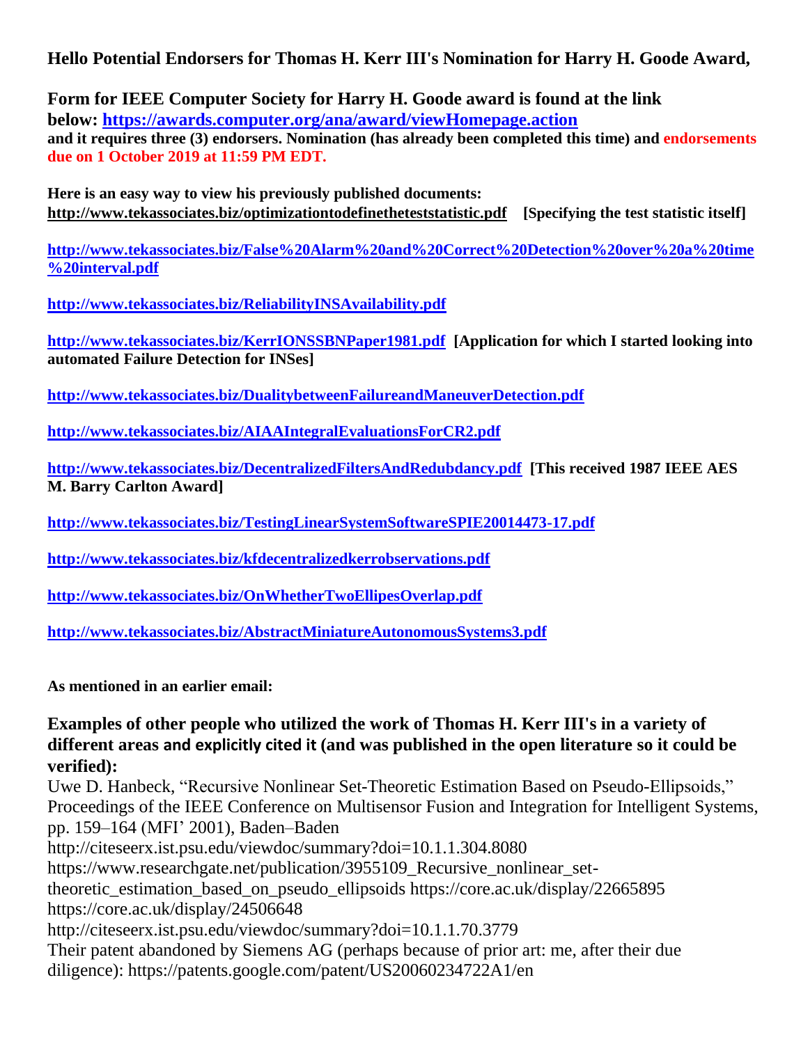**Hello Potential Endorsers for Thomas H. Kerr III's Nomination for Harry H. Goode Award,**

**Form for IEEE Computer Society for Harry H. Goode award is found at the link below: [https://awards.computer.org/ana/award/viewHomepage.action](https://awards.computer.org/ana/award/viewHomepage.action)**
**and it requires three (3) endorsers. Nomination (has already been completed this time) and endorsements due on 1 October 2019 at 11:59 PM EDT.**

**Here is an easy way to view his previously published documents:**
**http://www.tekassociates.biz/optimizationtodefinetheteststatistic.pdf [Specifying the test statistic itself]**

**[http://www.tekassociates.biz/False%20Alarm%20and%20Correct%20Detection%20over%20a%20time%20interval.pdf](http://www.tekassociates.biz/False%20Alarm%20and%20Correct%20Detection%20over%20a%20time%20interval.pdf)**

**[http://www.tekassociates.biz/ReliabilityINSAvailability.pdf](http://www.tekassociates.biz/ReliabilityINSAvailability.pdf)**

**[http://www.tekassociates.biz/KerrIONSSBNPaper1981.pdf](http://www.tekassociates.biz/KerrIONSSBNPaper1981.pdf) [Application for which I started looking into automated Failure Detection for INSes]**

**[http://www.tekassociates.biz/DualitybetweenFailureandManeuverDetection.pdf](http://www.tekassociates.biz/DualitybetweenFailureandManeuverDetection.pdf)**

**[http://www.tekassociates.biz/AIAAIntegralEvaluationsForCR2.pdf](http://www.tekassociates.biz/AIAAIntegralEvaluationsForCR2.pdf)**

**[http://www.tekassociates.biz/DecentralizedFiltersAndRedubdancy.pdf](http://www.tekassociates.biz/DecentralizedFiltersAndRedubdancy.pdf) [This received 1987 IEEE AES M. Barry Carlton Award]**

**[http://www.tekassociates.biz/TestingLinearSystemSoftwareSPIE20014473-17.pdf](http://www.tekassociates.biz/TestingLinearSystemSoftwareSPIE20014473-17.pdf)**

**[http://www.tekassociates.biz/kfdecentralizedkerrobservations.pdf](http://www.tekassociates.biz/kfdecentralizedkerrobservations.pdf)**

**[http://www.tekassociates.biz/OnWhetherTwoEllipesOverlap.pdf](http://www.tekassociates.biz/OnWhetherTwoEllipesOverlap.pdf)**

**[http://www.tekassociates.biz/AbstractMiniatureAutonomousSystems3.pdf](http://www.tekassociates.biz/AbstractMiniatureAutonomousSystems3.pdf)**

**As mentioned in an earlier email:**

**Examples of other people who utilized the work of Thomas H. Kerr III's in a variety of different areas and explicitly cited it (and was published in the open literature so it could be verified):**

Uwe D. Hanbeck, "Recursive Nonlinear Set-Theoretic Estimation Based on Pseudo-Ellipsoids," Proceedings of the IEEE Conference on Multisensor Fusion and Integration for Intelligent Systems, pp. 159–164 (MFI' 2001), Baden–Baden
http://citeseerx.ist.psu.edu/viewdoc/summary?doi=10.1.1.304.8080
https://www.researchgate.net/publication/3955109_Recursive_nonlinear_set-theoretic_estimation_based_on_pseudo_ellipsoids https://core.ac.uk/display/22665895
https://core.ac.uk/display/24506648
http://citeseerx.ist.psu.edu/viewdoc/summary?doi=10.1.1.70.3779
Their patent abandoned by Siemens AG (perhaps because of prior art: me, after their due diligence): https://patents.google.com/patent/US20060234722A1/en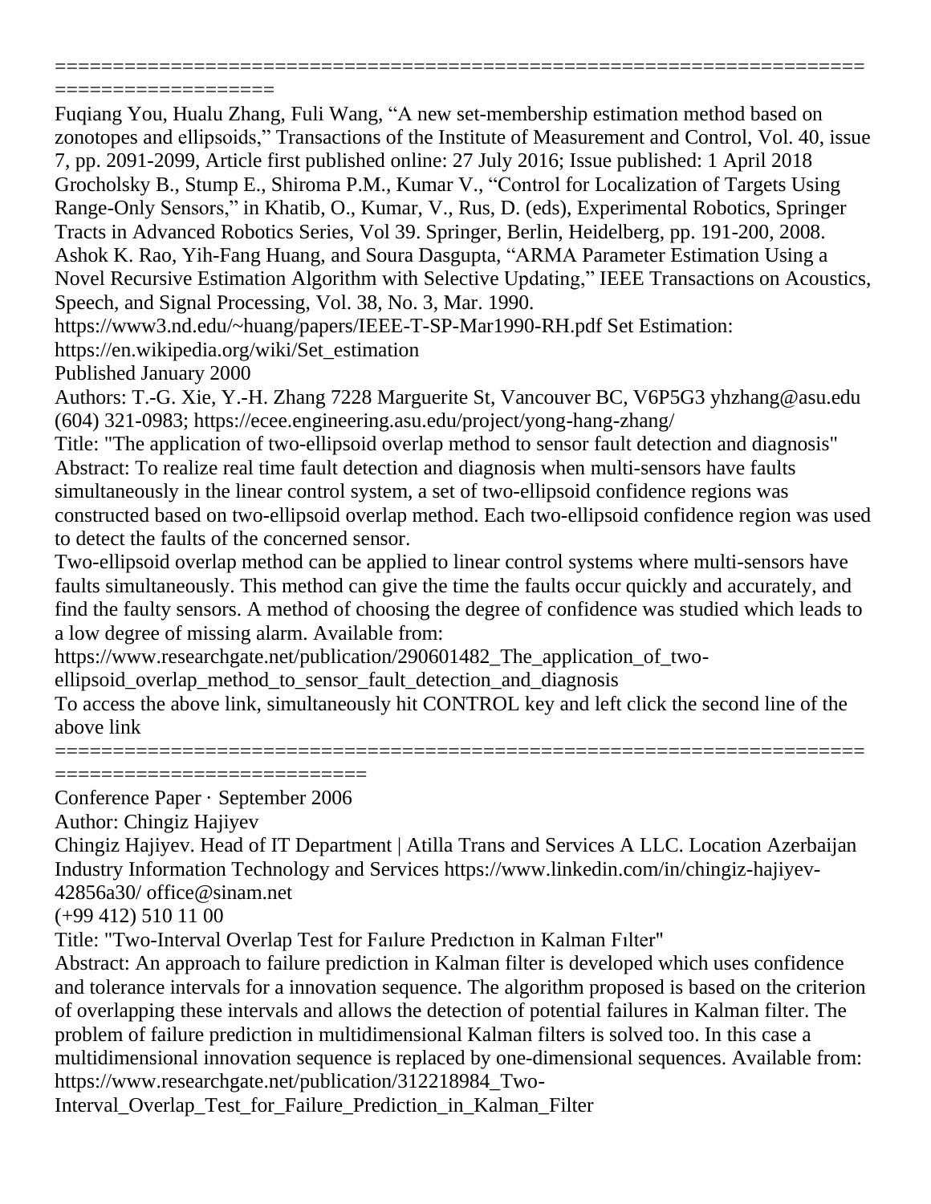==========================================================================================

Fuqiang You, Hualu Zhang, Fuli Wang, "A new set-membership estimation method based on zonotopes and ellipsoids," Transactions of the Institute of Measurement and Control, Vol. 40, issue 7, pp. 2091-2099, Article first published online: 27 July 2016; Issue published: 1 April 2018

Grocholsky B., Stump E., Shiroma P.M., Kumar V., "Control for Localization of Targets Using Range-Only Sensors," in Khatib, O., Kumar, V., Rus, D. (eds), Experimental Robotics, Springer Tracts in Advanced Robotics Series, Vol 39. Springer, Berlin, Heidelberg, pp. 191-200, 2008.

Ashok K. Rao, Yih-Fang Huang, and Soura Dasgupta, "ARMA Parameter Estimation Using a Novel Recursive Estimation Algorithm with Selective Updating," IEEE Transactions on Acoustics, Speech, and Signal Processing, Vol. 38, No. 3, Mar. 1990.

https://www3.nd.edu/~huang/papers/IEEE-T-SP-Mar1990-RH.pdf Set Estimation: https://en.wikipedia.org/wiki/Set_estimation

Published January 2000

Authors: T.-G. Xie, Y.-H. Zhang 7228 Marguerite St, Vancouver BC, V6P5G3 yhzhang@asu.edu (604) 321-0983; https://ecee.engineering.asu.edu/project/yong-hang-zhang/

Title: "The application of two-ellipsoid overlap method to sensor fault detection and diagnosis"

Abstract: To realize real time fault detection and diagnosis when multi-sensors have faults simultaneously in the linear control system, a set of two-ellipsoid confidence regions was constructed based on two-ellipsoid overlap method. Each two-ellipsoid confidence region was used to detect the faults of the concerned sensor.

Two-ellipsoid overlap method can be applied to linear control systems where multi-sensors have faults simultaneously. This method can give the time the faults occur quickly and accurately, and find the faulty sensors. A method of choosing the degree of confidence was studied which leads to a low degree of missing alarm. Available from:

https://www.researchgate.net/publication/290601482_The_application_of_two-ellipsoid_overlap_method_to_sensor_fault_detection_and_diagnosis

To access the above link, simultaneously hit CONTROL key and left click the second line of the above link

==========================================================================================

Conference Paper · September 2006

Author: Chingiz Hajiyev

Chingiz Hajiyev. Head of IT Department | Atilla Trans and Services A LLC. Location Azerbaijan Industry Information Technology and Services https://www.linkedin.com/in/chingiz-hajiyev-42856a30/ office@sinam.net

(+99 412) 510 11 00

Title: "Two-Interval Overlap Test for Faılure Predıctıon in Kalman Fılter"

Abstract: An approach to failure prediction in Kalman filter is developed which uses confidence and tolerance intervals for a innovation sequence. The algorithm proposed is based on the criterion of overlapping these intervals and allows the detection of potential failures in Kalman filter. The problem of failure prediction in multidimensional Kalman filters is solved too. In this case a multidimensional innovation sequence is replaced by one-dimensional sequences. Available from: https://www.researchgate.net/publication/312218984_Two-Interval_Overlap_Test_for_Failure_Prediction_in_Kalman_Filter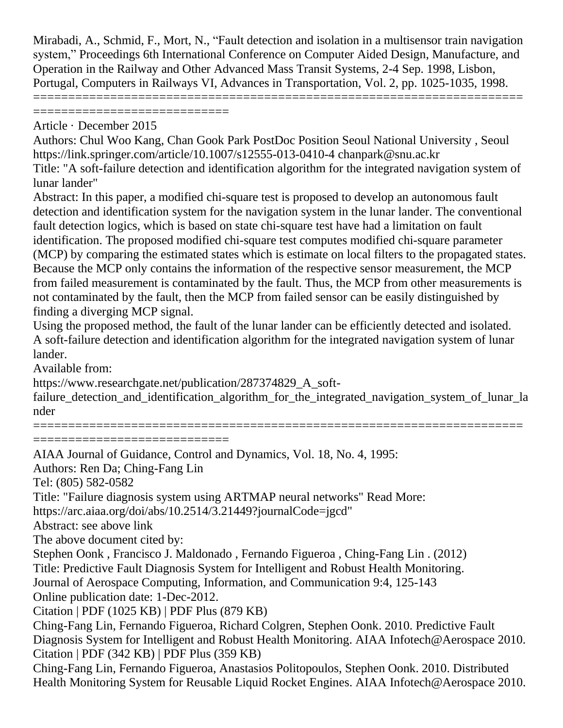Mirabadi, A., Schmid, F., Mort, N., "Fault detection and isolation in a multisensor train navigation system," Proceedings 6th International Conference on Computer Aided Design, Manufacture, and Operation in the Railway and Other Advanced Mass Transit Systems, 2-4 Sep. 1998, Lisbon, Portugal, Computers in Railways VI, Advances in Transportation, Vol. 2, pp. 1025-1035, 1998.

===========================================================================================

Article · December 2015

Authors: Chul Woo Kang, Chan Gook Park PostDoc Position Seoul National University , Seoul https://link.springer.com/article/10.1007/s12555-013-0410-4 chanpark@snu.ac.kr

Title: "A soft-failure detection and identification algorithm for the integrated navigation system of lunar lander"

Abstract: In this paper, a modified chi-square test is proposed to develop an autonomous fault detection and identification system for the navigation system in the lunar lander. The conventional fault detection logics, which is based on state chi-square test have had a limitation on fault identification. The proposed modified chi-square test computes modified chi-square parameter (MCP) by comparing the estimated states which is estimate on local filters to the propagated states. Because the MCP only contains the information of the respective sensor measurement, the MCP from failed measurement is contaminated by the fault. Thus, the MCP from other measurements is not contaminated by the fault, then the MCP from failed sensor can be easily distinguished by finding a diverging MCP signal.

Using the proposed method, the fault of the lunar lander can be efficiently detected and isolated. A soft-failure detection and identification algorithm for the integrated navigation system of lunar lander.

Available from:

https://www.researchgate.net/publication/287374829_A_soft-failure_detection_and_identification_algorithm_for_the_integrated_navigation_system_of_lunar_lander

===========================================================================================

AIAA Journal of Guidance, Control and Dynamics, Vol. 18, No. 4, 1995:

Authors: Ren Da; Ching-Fang Lin

Tel: (805) 582-0582

Title: "Failure diagnosis system using ARTMAP neural networks" Read More: https://arc.aiaa.org/doi/abs/10.2514/3.21449?journalCode=jgcd"

Abstract: see above link

The above document cited by:

Stephen Oonk , Francisco J. Maldonado , Fernando Figueroa , Ching-Fang Lin . (2012)

Title: Predictive Fault Diagnosis System for Intelligent and Robust Health Monitoring.

Journal of Aerospace Computing, Information, and Communication 9:4, 125-143

Online publication date: 1-Dec-2012.

Citation | PDF (1025 KB) | PDF Plus (879 KB)

Ching-Fang Lin, Fernando Figueroa, Richard Colgren, Stephen Oonk. 2010. Predictive Fault Diagnosis System for Intelligent and Robust Health Monitoring. AIAA Infotech@Aerospace 2010.

Citation | PDF (342 KB) | PDF Plus (359 KB)

Ching-Fang Lin, Fernando Figueroa, Anastasios Politopoulos, Stephen Oonk. 2010. Distributed Health Monitoring System for Reusable Liquid Rocket Engines. AIAA Infotech@Aerospace 2010.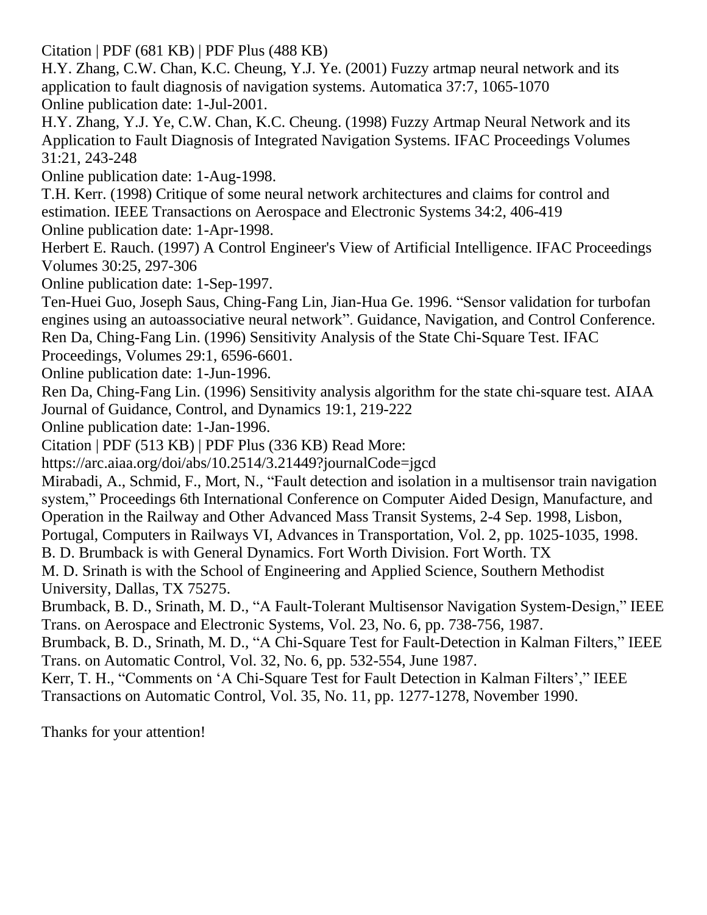Citation | PDF (681 KB) | PDF Plus (488 KB)

H.Y. Zhang, C.W. Chan, K.C. Cheung, Y.J. Ye. (2001) Fuzzy artmap neural network and its application to fault diagnosis of navigation systems. Automatica 37:7, 1065-1070
Online publication date: 1-Jul-2001.

H.Y. Zhang, Y.J. Ye, C.W. Chan, K.C. Cheung. (1998) Fuzzy Artmap Neural Network and its Application to Fault Diagnosis of Integrated Navigation Systems. IFAC Proceedings Volumes 31:21, 243-248
Online publication date: 1-Aug-1998.

T.H. Kerr. (1998) Critique of some neural network architectures and claims for control and estimation. IEEE Transactions on Aerospace and Electronic Systems 34:2, 406-419
Online publication date: 1-Apr-1998.

Herbert E. Rauch. (1997) A Control Engineer's View of Artificial Intelligence. IFAC Proceedings Volumes 30:25, 297-306
Online publication date: 1-Sep-1997.

Ten-Huei Guo, Joseph Saus, Ching-Fang Lin, Jian-Hua Ge. 1996. “Sensor validation for turbofan engines using an autoassociative neural network”. Guidance, Navigation, and Control Conference.

Ren Da, Ching-Fang Lin. (1996) Sensitivity Analysis of the State Chi-Square Test. IFAC Proceedings, Volumes 29:1, 6596-6601.
Online publication date: 1-Jun-1996.

Ren Da, Ching-Fang Lin. (1996) Sensitivity analysis algorithm for the state chi-square test. AIAA Journal of Guidance, Control, and Dynamics 19:1, 219-222
Online publication date: 1-Jan-1996.

Citation | PDF (513 KB) | PDF Plus (336 KB) Read More:
https://arc.aiaa.org/doi/abs/10.2514/3.21449?journalCode=jgcd

Mirabadi, A., Schmid, F., Mort, N., “Fault detection and isolation in a multisensor train navigation system,” Proceedings 6th International Conference on Computer Aided Design, Manufacture, and Operation in the Railway and Other Advanced Mass Transit Systems, 2-4 Sep. 1998, Lisbon, Portugal, Computers in Railways VI, Advances in Transportation, Vol. 2, pp. 1025-1035, 1998.

B. D. Brumback is with General Dynamics. Fort Worth Division. Fort Worth. TX

M. D. Srinath is with the School of Engineering and Applied Science, Southern Methodist University, Dallas, TX 75275.

Brumback, B. D., Srinath, M. D., “A Fault-Tolerant Multisensor Navigation System-Design,” IEEE Trans. on Aerospace and Electronic Systems, Vol. 23, No. 6, pp. 738-756, 1987.

Brumback, B. D., Srinath, M. D., “A Chi-Square Test for Fault-Detection in Kalman Filters,” IEEE Trans. on Automatic Control, Vol. 32, No. 6, pp. 532-554, June 1987.

Kerr, T. H., “Comments on ‘A Chi-Square Test for Fault Detection in Kalman Filters’,” IEEE Transactions on Automatic Control, Vol. 35, No. 11, pp. 1277-1278, November 1990.

Thanks for your attention!